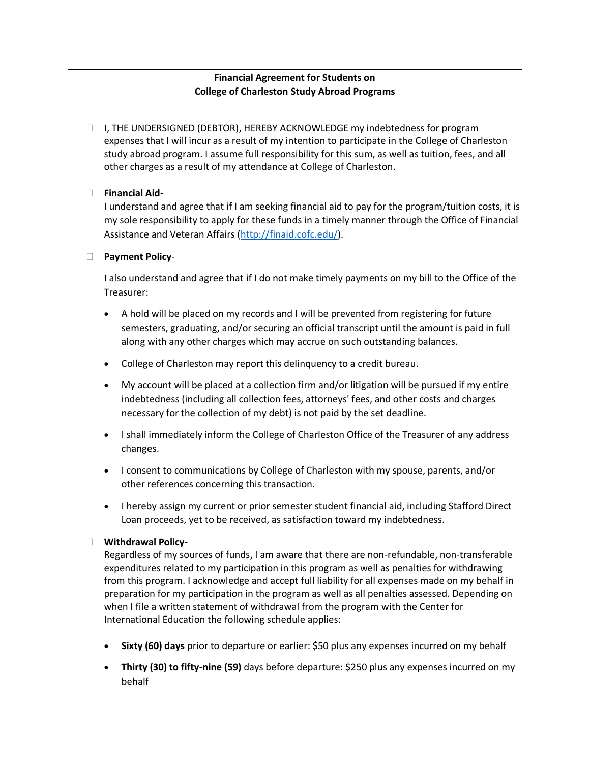**Financial Agreement for Students on College of Charleston Study Abroad Programs**

- I, THE UNDERSIGNED (DEBTOR), HEREBY ACKNOWLEDGE my indebtedness for program expenses that I will incur as a result of my intention to participate in the College of Charleston study abroad program. I assume full responsibility for this sum, as well as tuition, fees, and all other charges as a result of my attendance at College of Charleston.

- **Financial Aid-**
  I understand and agree that if I am seeking financial aid to pay for the program/tuition costs, it is my sole responsibility to apply for these funds in a timely manner through the Office of Financial Assistance and Veteran Affairs (http://finaid.cofc.edu/).

- **Payment Policy**-

  I also understand and agree that if I do not make timely payments on my bill to the Office of the Treasurer:

  - A hold will be placed on my records and I will be prevented from registering for future semesters, graduating, and/or securing an official transcript until the amount is paid in full along with any other charges which may accrue on such outstanding balances.
  - College of Charleston may report this delinquency to a credit bureau.
  - My account will be placed at a collection firm and/or litigation will be pursued if my entire indebtedness (including all collection fees, attorneys' fees, and other costs and charges necessary for the collection of my debt) is not paid by the set deadline.
  - I shall immediately inform the College of Charleston Office of the Treasurer of any address changes.
  - I consent to communications by College of Charleston with my spouse, parents, and/or other references concerning this transaction.
  - I hereby assign my current or prior semester student financial aid, including Stafford Direct Loan proceeds, yet to be received, as satisfaction toward my indebtedness.

- **Withdrawal Policy-**
  Regardless of my sources of funds, I am aware that there are non-refundable, non-transferable expenditures related to my participation in this program as well as penalties for withdrawing from this program. I acknowledge and accept full liability for all expenses made on my behalf in preparation for my participation in the program as well as all penalties assessed. Depending on when I file a written statement of withdrawal from the program with the Center for International Education the following schedule applies:

  - **Sixty (60) days** prior to departure or earlier: $50 plus any expenses incurred on my behalf
  - **Thirty (30) to fifty-nine (59)** days before departure: $250 plus any expenses incurred on my behalf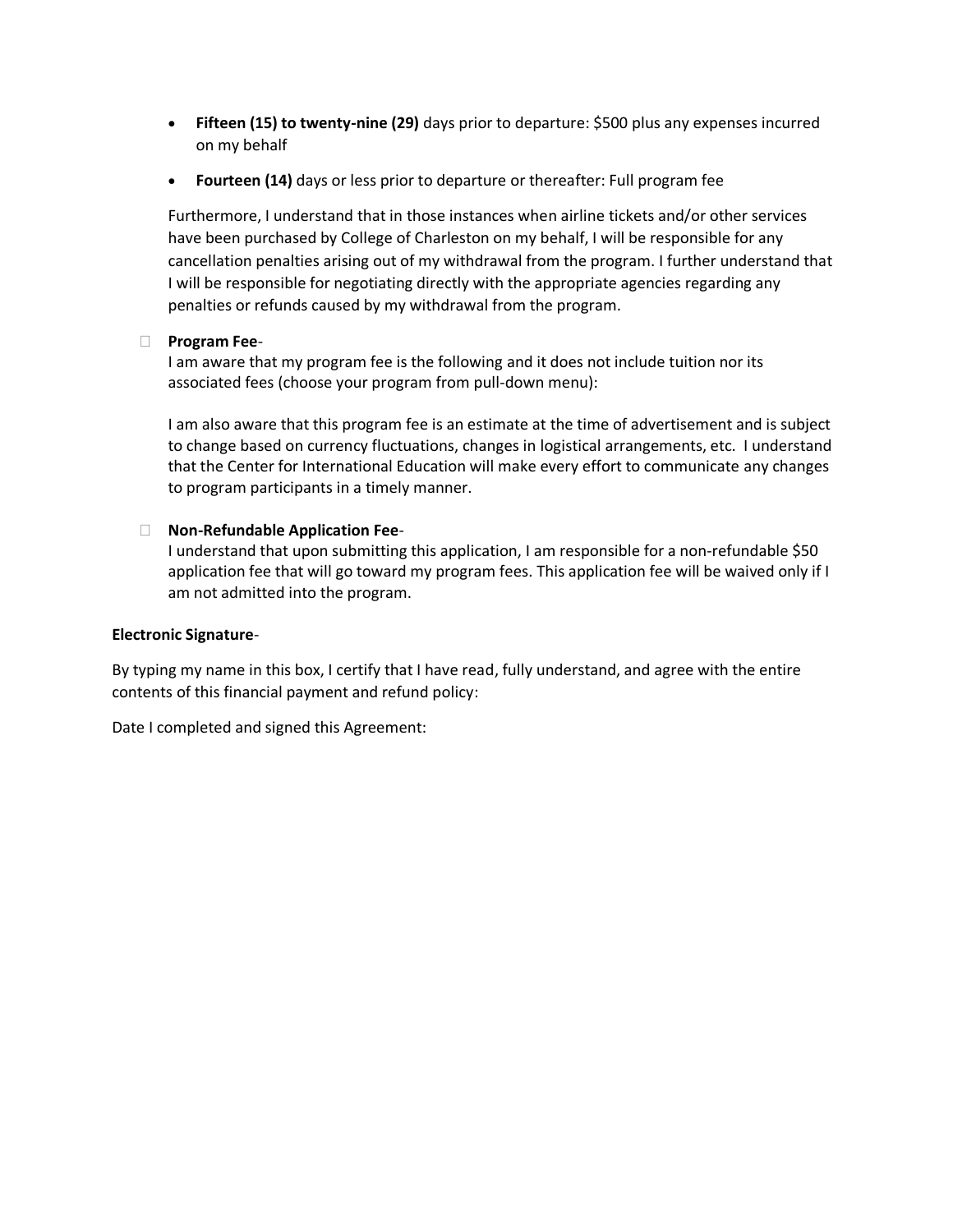- **Fifteen (15) to twenty-nine (29)** days prior to departure: $500 plus any expenses incurred on my behalf
- **Fourteen (14)** days or less prior to departure or thereafter: Full program fee

Furthermore, I understand that in those instances when airline tickets and/or other services have been purchased by College of Charleston on my behalf, I will be responsible for any cancellation penalties arising out of my withdrawal from the program. I further understand that I will be responsible for negotiating directly with the appropriate agencies regarding any penalties or refunds caused by my withdrawal from the program.

- [ ] **Program Fee**-
  I am aware that my program fee is the following and it does not include tuition nor its associated fees (choose your program from pull-down menu):

  I am also aware that this program fee is an estimate at the time of advertisement and is subject to change based on currency fluctuations, changes in logistical arrangements, etc. I understand that the Center for International Education will make every effort to communicate any changes to program participants in a timely manner.

- [ ] **Non-Refundable Application Fee**-
  I understand that upon submitting this application, I am responsible for a non-refundable $50 application fee that will go toward my program fees. This application fee will be waived only if I am not admitted into the program.

**Electronic Signature**-

By typing my name in this box, I certify that I have read, fully understand, and agree with the entire contents of this financial payment and refund policy:

Date I completed and signed this Agreement: